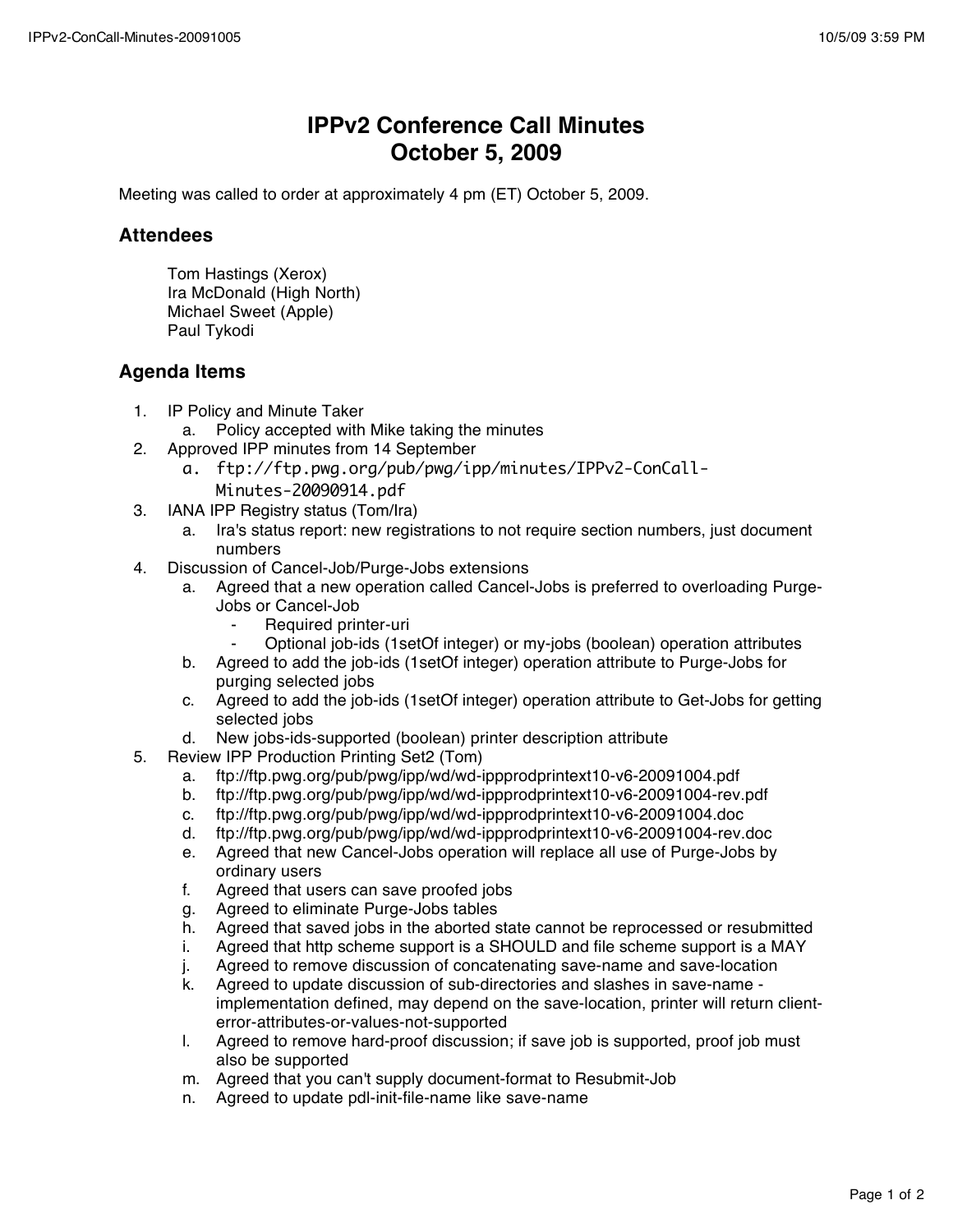# IPPv2 Conference Call Minutes
# October 5, 2009

Meeting was called to order at approximately 4 pm (ET) October 5, 2009.

## Attendees

Tom Hastings (Xerox)
Ira McDonald (High North)
Michael Sweet (Apple)
Paul Tykodi

## Agenda Items

1. IP Policy and Minute Taker
   a. Policy accepted with Mike taking the minutes
2. Approved IPP minutes from 14 September
   a. ftp://ftp.pwg.org/pub/pwg/ipp/minutes/IPPv2-ConCall-Minutes-20090914.pdf
3. IANA IPP Registry status (Tom/Ira)
   a. Ira's status report: new registrations to not require section numbers, just document numbers
4. Discussion of Cancel-Job/Purge-Jobs extensions
   a. Agreed that a new operation called Cancel-Jobs is preferred to overloading Purge-Jobs or Cancel-Job
      - Required printer-uri
      - Optional job-ids (1setOf integer) or my-jobs (boolean) operation attributes
   b. Agreed to add the job-ids (1setOf integer) operation attribute to Purge-Jobs for purging selected jobs
   c. Agreed to add the job-ids (1setOf integer) operation attribute to Get-Jobs for getting selected jobs
   d. New jobs-ids-supported (boolean) printer description attribute
5. Review IPP Production Printing Set2 (Tom)
   a. ftp://ftp.pwg.org/pub/pwg/ipp/wd/wd-ippprodprintext10-v6-20091004.pdf
   b. ftp://ftp.pwg.org/pub/pwg/ipp/wd/wd-ippprodprintext10-v6-20091004-rev.pdf
   c. ftp://ftp.pwg.org/pub/pwg/ipp/wd/wd-ippprodprintext10-v6-20091004.doc
   d. ftp://ftp.pwg.org/pub/pwg/ipp/wd/wd-ippprodprintext10-v6-20091004-rev.doc
   e. Agreed that new Cancel-Jobs operation will replace all use of Purge-Jobs by ordinary users
   f. Agreed that users can save proofed jobs
   g. Agreed to eliminate Purge-Jobs tables
   h. Agreed that saved jobs in the aborted state cannot be reprocessed or resubmitted
   i. Agreed that http scheme support is a SHOULD and file scheme support is a MAY
   j. Agreed to remove discussion of concatenating save-name and save-location
   k. Agreed to update discussion of sub-directories and slashes in save-name - implementation defined, may depend on the save-location, printer will return client-error-attributes-or-values-not-supported
   l. Agreed to remove hard-proof discussion; if save job is supported, proof job must also be supported
   m. Agreed that you can't supply document-format to Resubmit-Job
   n. Agreed to update pdl-init-file-name like save-name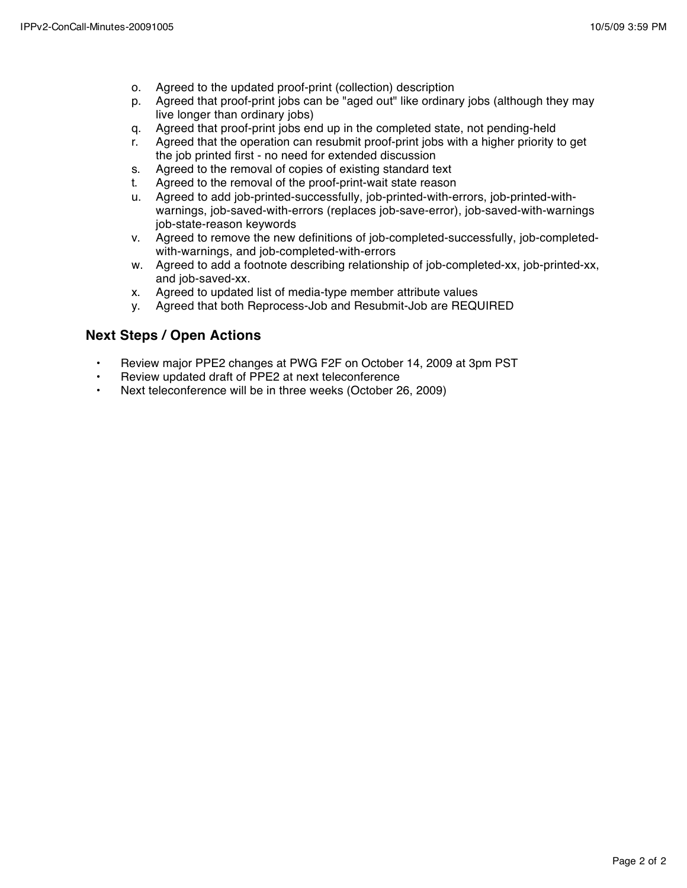o. Agreed to the updated proof-print (collection) description
p. Agreed that proof-print jobs can be "aged out" like ordinary jobs (although they may live longer than ordinary jobs)
q. Agreed that proof-print jobs end up in the completed state, not pending-held
r. Agreed that the operation can resubmit proof-print jobs with a higher priority to get the job printed first - no need for extended discussion
s. Agreed to the removal of copies of existing standard text
t. Agreed to the removal of the proof-print-wait state reason
u. Agreed to add job-printed-successfully, job-printed-with-errors, job-printed-with-warnings, job-saved-with-errors (replaces job-save-error), job-saved-with-warnings job-state-reason keywords
v. Agreed to remove the new definitions of job-completed-successfully, job-completed-with-warnings, and job-completed-with-errors
w. Agreed to add a footnote describing relationship of job-completed-xx, job-printed-xx, and job-saved-xx.
x. Agreed to updated list of media-type member attribute values
y. Agreed that both Reprocess-Job and Resubmit-Job are REQUIRED

## Next Steps / Open Actions

- Review major PPE2 changes at PWG F2F on October 14, 2009 at 3pm PST
- Review updated draft of PPE2 at next teleconference
- Next teleconference will be in three weeks (October 26, 2009)